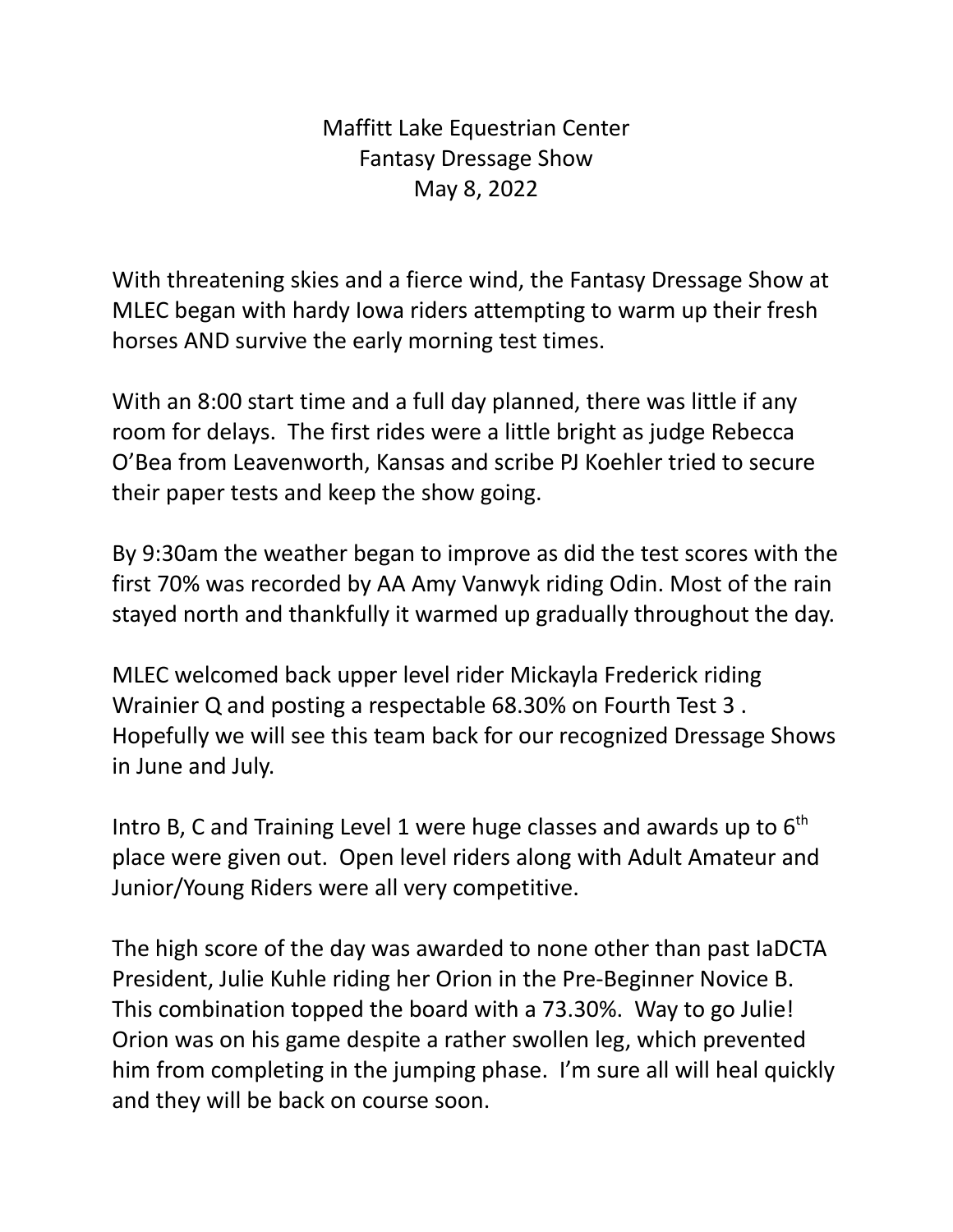# Maffitt Lake Equestrian Center
## Fantasy Dressage Show
### May 8, 2022

With threatening skies and a fierce wind, the Fantasy Dressage Show at MLEC began with hardy Iowa riders attempting to warm up their fresh horses AND survive the early morning test times.

With an 8:00 start time and a full day planned, there was little if any room for delays. The first rides were a little bright as judge Rebecca O'Bea from Leavenworth, Kansas and scribe PJ Koehler tried to secure their paper tests and keep the show going.

By 9:30am the weather began to improve as did the test scores with the first 70% was recorded by AA Amy Vanwyk riding Odin. Most of the rain stayed north and thankfully it warmed up gradually throughout the day.

MLEC welcomed back upper level rider Mickayla Frederick riding Wrainier Q and posting a respectable 68.30% on Fourth Test 3 . Hopefully we will see this team back for our recognized Dressage Shows in June and July.

Intro B, C and Training Level 1 were huge classes and awards up to 6th place were given out. Open level riders along with Adult Amateur and Junior/Young Riders were all very competitive.

The high score of the day was awarded to none other than past IaDCTA President, Julie Kuhle riding her Orion in the Pre-Beginner Novice B. This combination topped the board with a 73.30%. Way to go Julie! Orion was on his game despite a rather swollen leg, which prevented him from completing in the jumping phase. I'm sure all will heal quickly and they will be back on course soon.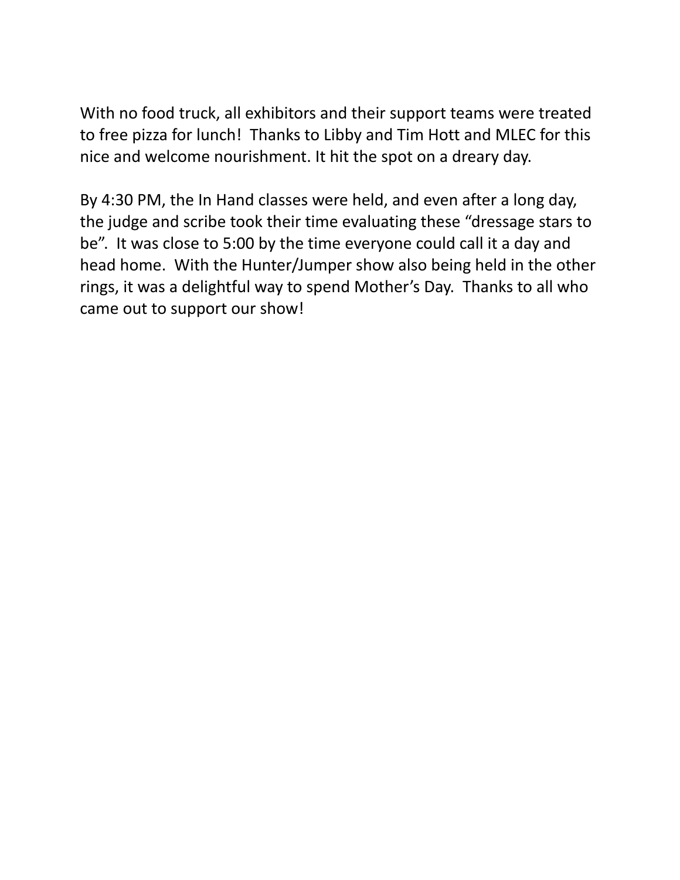With no food truck, all exhibitors and their support teams were treated to free pizza for lunch!  Thanks to Libby and Tim Hott and MLEC for this nice and welcome nourishment. It hit the spot on a dreary day.

By 4:30 PM, the In Hand classes were held, and even after a long day, the judge and scribe took their time evaluating these "dressage stars to be".  It was close to 5:00 by the time everyone could call it a day and head home.  With the Hunter/Jumper show also being held in the other rings, it was a delightful way to spend Mother's Day.  Thanks to all who came out to support our show!